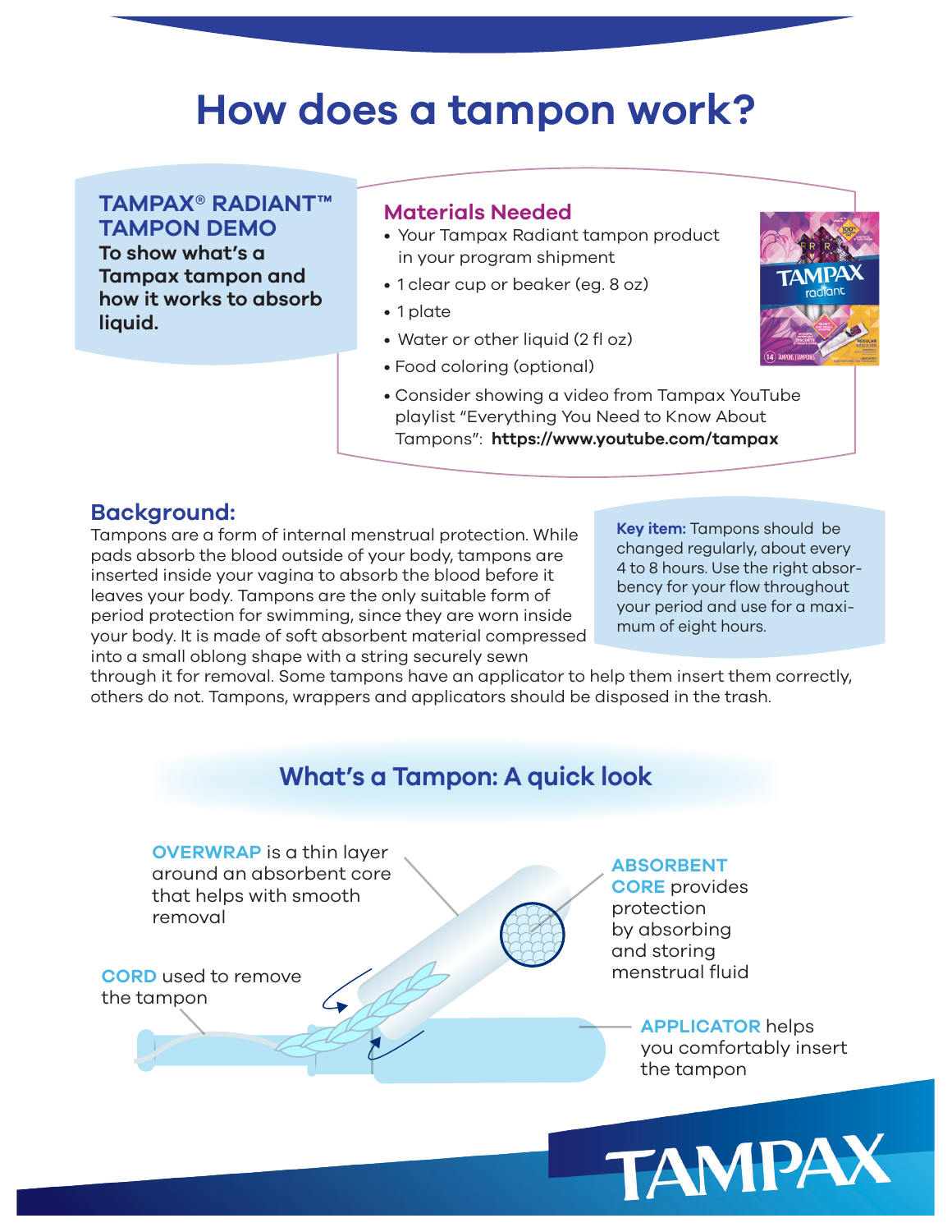# How does a tampon work?

## TAMPAX® RADIANT™ TAMPON DEMO

**To show what's a Tampax tampon and how it works to absorb liquid.**

### Materials Needed

- Your Tampax Radiant tampon product in your program shipment
- 1 clear cup or beaker (eg. 8 oz)
- 1 plate
- Water or other liquid (2 fl oz)
- Food coloring (optional)
- Consider showing a video from Tampax YouTube playlist "Everything You Need to Know About Tampons": **https://www.youtube.com/tampax**

## Background:

Tampons are a form of internal menstrual protection. While pads absorb the blood outside of your body, tampons are inserted inside your vagina to absorb the blood before it leaves your body. Tampons are the only suitable form of period protection for swimming, since they are worn inside your body. It is made of soft absorbent material compressed into a small oblong shape with a string securely sewn through it for removal. Some tampons have an applicator to help them insert them correctly, others do not. Tampons, wrappers and applicators should be disposed in the trash.

**Key item:** Tampons should be changed regularly, about every 4 to 8 hours. Use the right absorbency for your flow throughout your period and use for a maximum of eight hours.

## What's a Tampon: A quick look

**OVERWRAP** is a thin layer around an absorbent core that helps with smooth removal

**ABSORBENT CORE** provides protection by absorbing and storing menstrual fluid

**CORD** used to remove the tampon

**APPLICATOR** helps you comfortably insert the tampon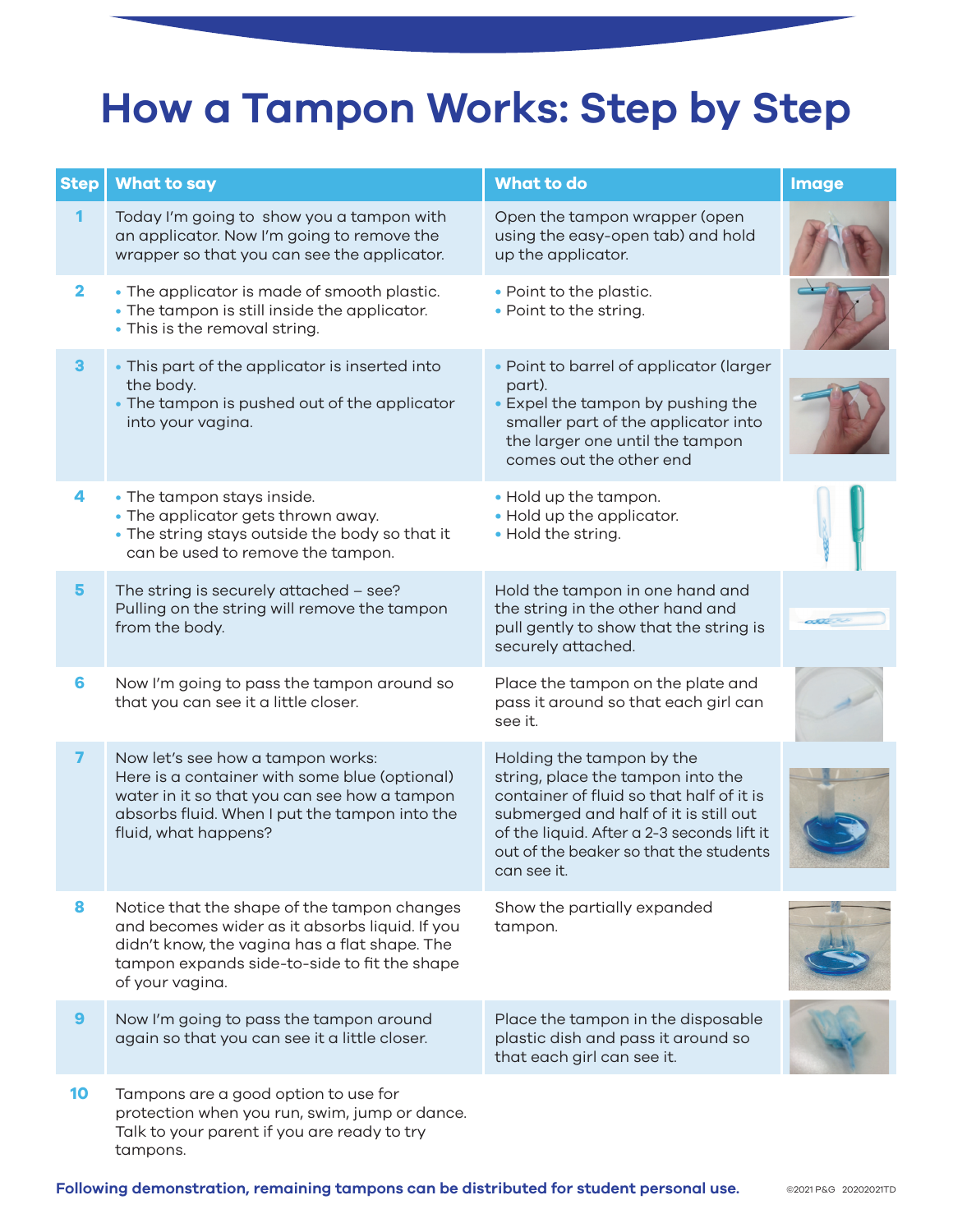# How a Tampon Works: Step by Step

| Step | What to say | What to do | Image |
|---|---|---|---|
| 1 | Today I'm going to show you a tampon with an applicator. Now I'm going to remove the wrapper so that you can see the applicator. | Open the tampon wrapper (open using the easy-open tab) and hold up the applicator. | |
| 2 | • The applicator is made of smooth plastic.<br>• The tampon is still inside the applicator.<br>• This is the removal string. | • Point to the plastic.<br>• Point to the string. | |
| 3 | • This part of the applicator is inserted into the body.<br>• The tampon is pushed out of the applicator into your vagina. | • Point to barrel of applicator (larger part).<br>• Expel the tampon by pushing the smaller part of the applicator into the larger one until the tampon comes out the other end | |
| 4 | • The tampon stays inside.<br>• The applicator gets thrown away.<br>• The string stays outside the body so that it can be used to remove the tampon. | • Hold up the tampon.<br>• Hold up the applicator.<br>• Hold the string. | |
| 5 | The string is securely attached – see? Pulling on the string will remove the tampon from the body. | Hold the tampon in one hand and the string in the other hand and pull gently to show that the string is securely attached. | |
| 6 | Now I'm going to pass the tampon around so that you can see it a little closer. | Place the tampon on the plate and pass it around so that each girl can see it. | |
| 7 | Now let's see how a tampon works: Here is a container with some blue (optional) water in it so that you can see how a tampon absorbs fluid. When I put the tampon into the fluid, what happens? | Holding the tampon by the string, place the tampon into the container of fluid so that half of it is submerged and half of it is still out of the liquid. After a 2-3 seconds lift it out of the beaker so that the students can see it. | |
| 8 | Notice that the shape of the tampon changes and becomes wider as it absorbs liquid. If you didn't know, the vagina has a flat shape. The tampon expands side-to-side to fit the shape of your vagina. | Show the partially expanded tampon. | |
| 9 | Now I'm going to pass the tampon around again so that you can see it a little closer. | Place the tampon in the disposable plastic dish and pass it around so that each girl can see it. | |
| 10 | Tampons are a good option to use for protection when you run, swim, jump or dance. Talk to your parent if you are ready to try tampons. | | |

**Following demonstration, remaining tampons can be distributed for student personal use.**

©2021 P&G 2020202ITD